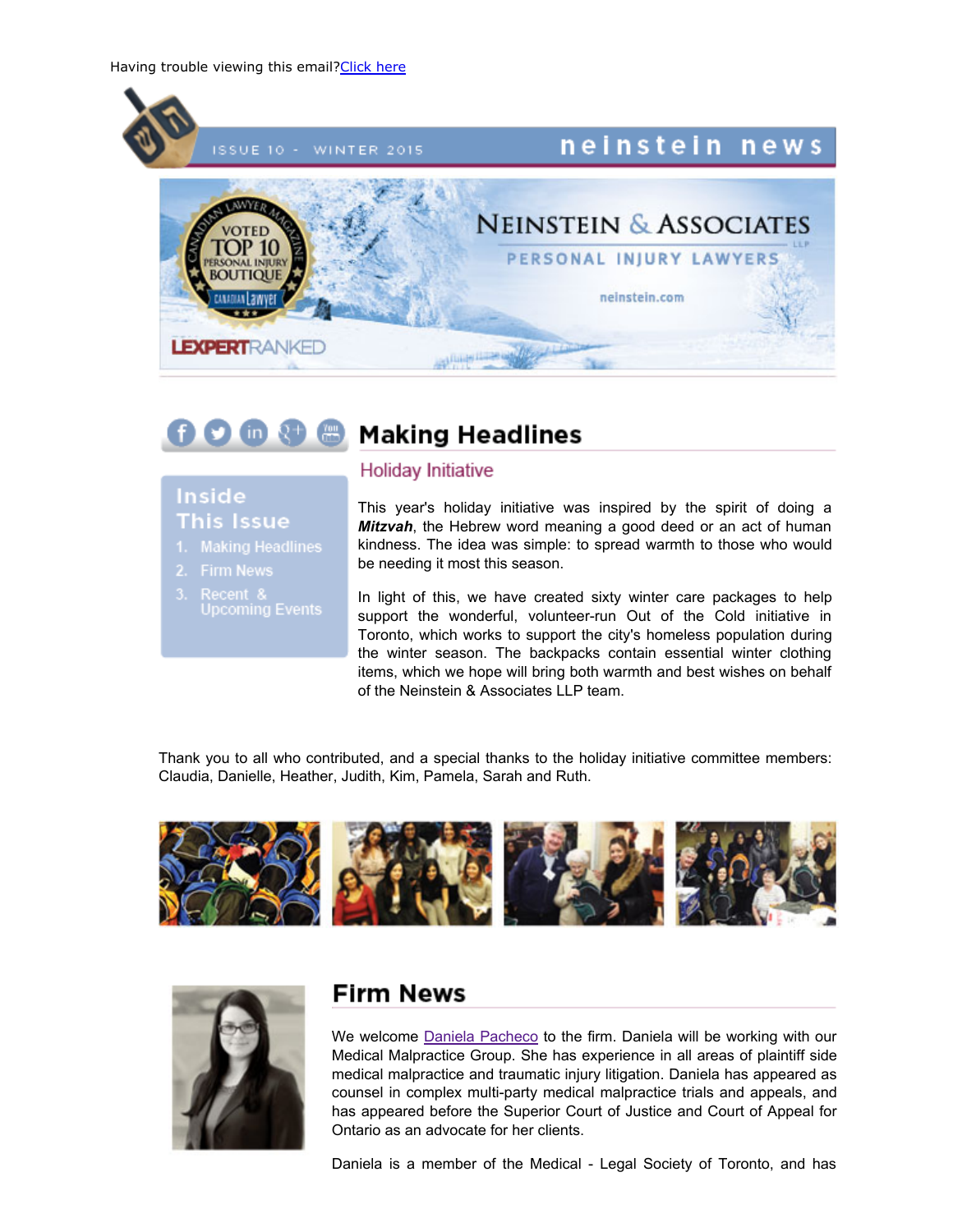Having trouble viewing this email? [Click here]

ISSUE 10 - WINTER 2015

neinstein news

NEINSTEIN & ASSOCIATES LLP

PERSONAL INJURY LAWYERS

neinstein.com

VOTED TOP 10 PERSONAL INJURY BOUTIQUE — CANADIAN LAWYER MAGAZINE

LEXPERT RANKED

**Inside This Issue**

1. Making Headlines
2. Firm News
3. Recent & Upcoming Events

## Making Headlines

### Holiday Initiative

This year's holiday initiative was inspired by the spirit of doing a ***Mitzvah***, the Hebrew word meaning a good deed or an act of human kindness. The idea was simple: to spread warmth to those who would be needing it most this season.

In light of this, we have created sixty winter care packages to help support the wonderful, volunteer-run Out of the Cold initiative in Toronto, which works to support the city's homeless population during the winter season. The backpacks contain essential winter clothing items, which we hope will bring both warmth and best wishes on behalf of the Neinstein & Associates LLP team.

Thank you to all who contributed, and a special thanks to the holiday initiative committee members: Claudia, Danielle, Heather, Judith, Kim, Pamela, Sarah and Ruth.

## Firm News

We welcome Daniela Pacheco to the firm. Daniela will be working with our Medical Malpractice Group. She has experience in all areas of plaintiff side medical malpractice and traumatic injury litigation. Daniela has appeared as counsel in complex multi-party medical malpractice trials and appeals, and has appeared before the Superior Court of Justice and Court of Appeal for Ontario as an advocate for her clients.

Daniela is a member of the Medical - Legal Society of Toronto, and has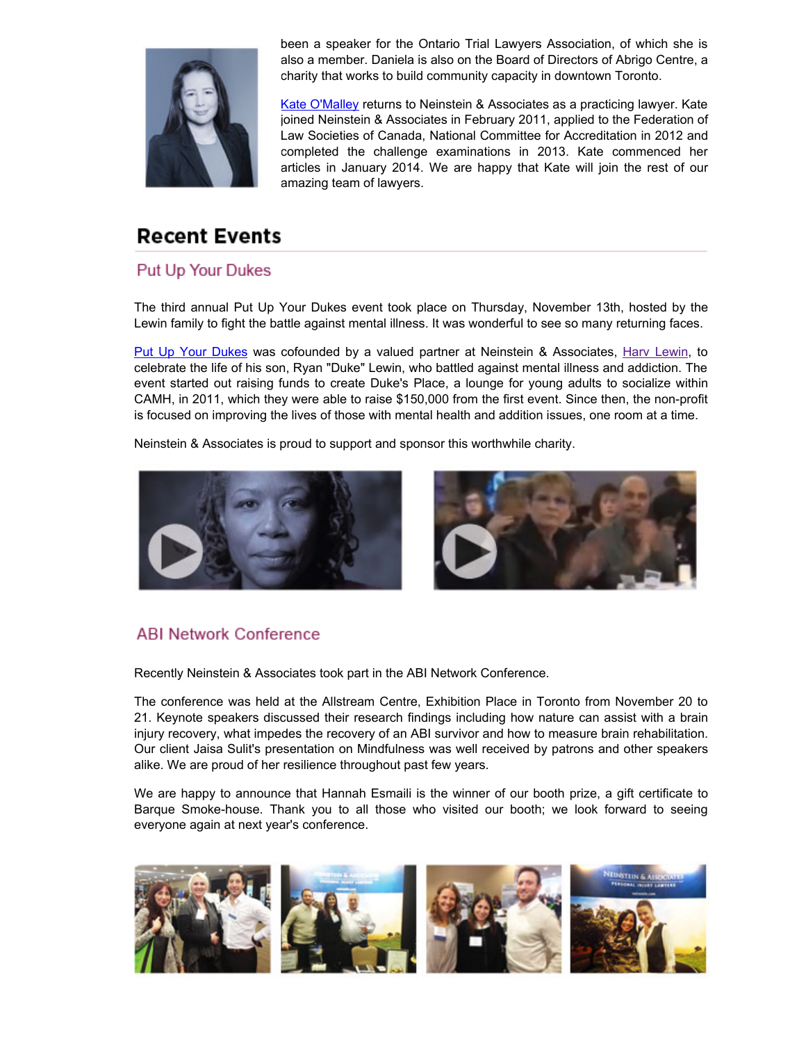been a speaker for the Ontario Trial Lawyers Association, of which she is also a member. Daniela is also on the Board of Directors of Abrigo Centre, a charity that works to build community capacity in downtown Toronto.

[Kate O'Malley] returns to Neinstein & Associates as a practicing lawyer. Kate joined Neinstein & Associates in February 2011, applied to the Federation of Law Societies of Canada, National Committee for Accreditation in 2012 and completed the challenge examinations in 2013. Kate commenced her articles in January 2014. We are happy that Kate will join the rest of our amazing team of lawyers.

# Recent Events

## Put Up Your Dukes

The third annual Put Up Your Dukes event took place on Thursday, November 13th, hosted by the Lewin family to fight the battle against mental illness. It was wonderful to see so many returning faces.

Put Up Your Dukes was cofounded by a valued partner at Neinstein & Associates, Harv Lewin, to celebrate the life of his son, Ryan "Duke" Lewin, who battled against mental illness and addiction. The event started out raising funds to create Duke's Place, a lounge for young adults to socialize within CAMH, in 2011, which they were able to raise $150,000 from the first event. Since then, the non-profit is focused on improving the lives of those with mental health and addition issues, one room at a time.

Neinstein & Associates is proud to support and sponsor this worthwhile charity.

## ABI Network Conference

Recently Neinstein & Associates took part in the ABI Network Conference.

The conference was held at the Allstream Centre, Exhibition Place in Toronto from November 20 to 21. Keynote speakers discussed their research findings including how nature can assist with a brain injury recovery, what impedes the recovery of an ABI survivor and how to measure brain rehabilitation. Our client Jaisa Sulit's presentation on Mindfulness was well received by patrons and other speakers alike. We are proud of her resilience throughout past few years.

We are happy to announce that Hannah Esmaili is the winner of our booth prize, a gift certificate to Barque Smoke-house. Thank you to all those who visited our booth; we look forward to seeing everyone again at next year's conference.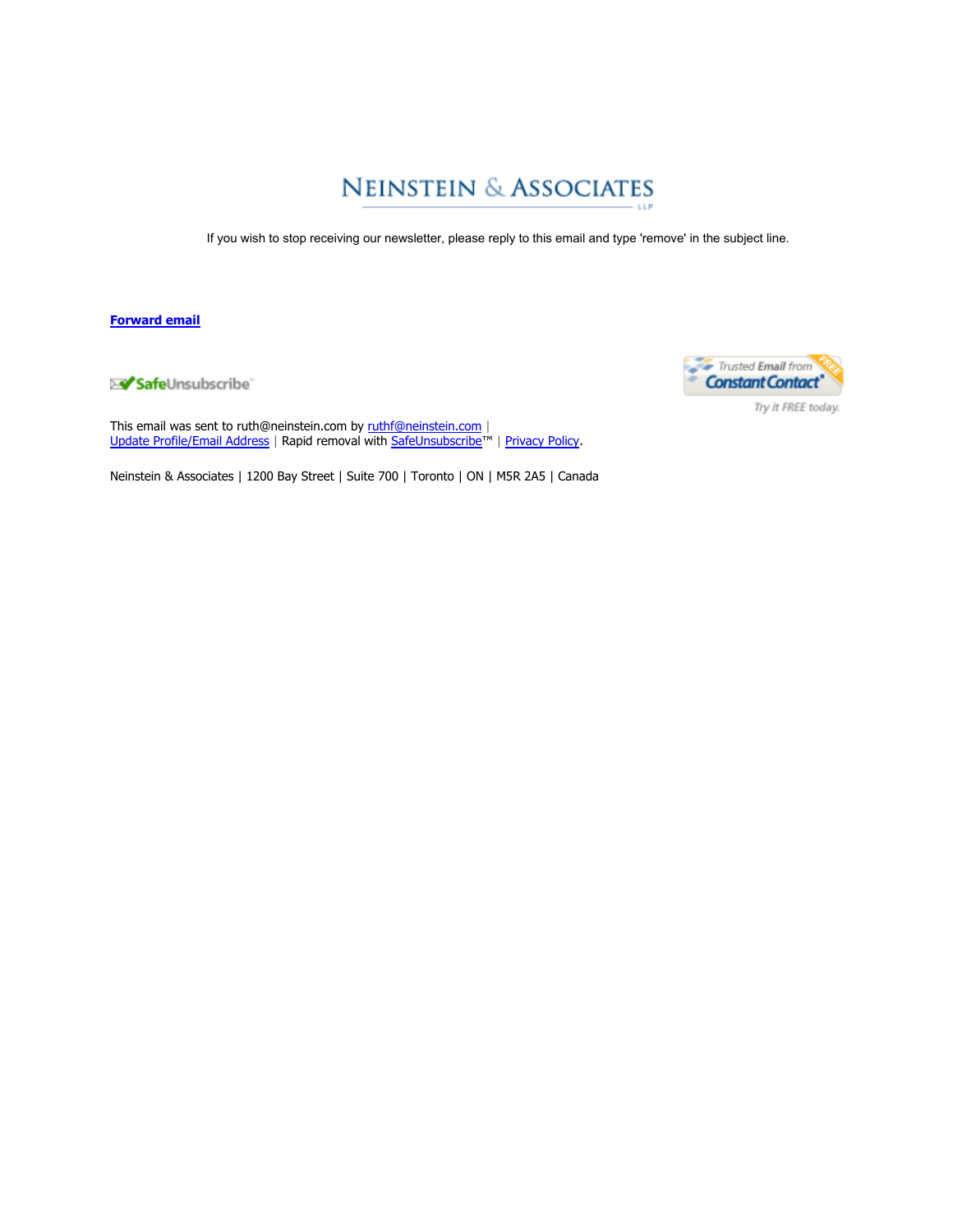NEINSTEIN & ASSOCIATES LLP

If you wish to stop receiving our newsletter, please reply to this email and type 'remove' in the subject line.

**Forward email**

SafeUnsubscribe

Trusted Email from Constant Contact FREE

Try it FREE today.

This email was sent to ruth@neinstein.com by ruthf@neinstein.com |
Update Profile/Email Address | Rapid removal with SafeUnsubscribe™ | Privacy Policy.

Neinstein & Associates | 1200 Bay Street | Suite 700 | Toronto | ON | M5R 2A5 | Canada